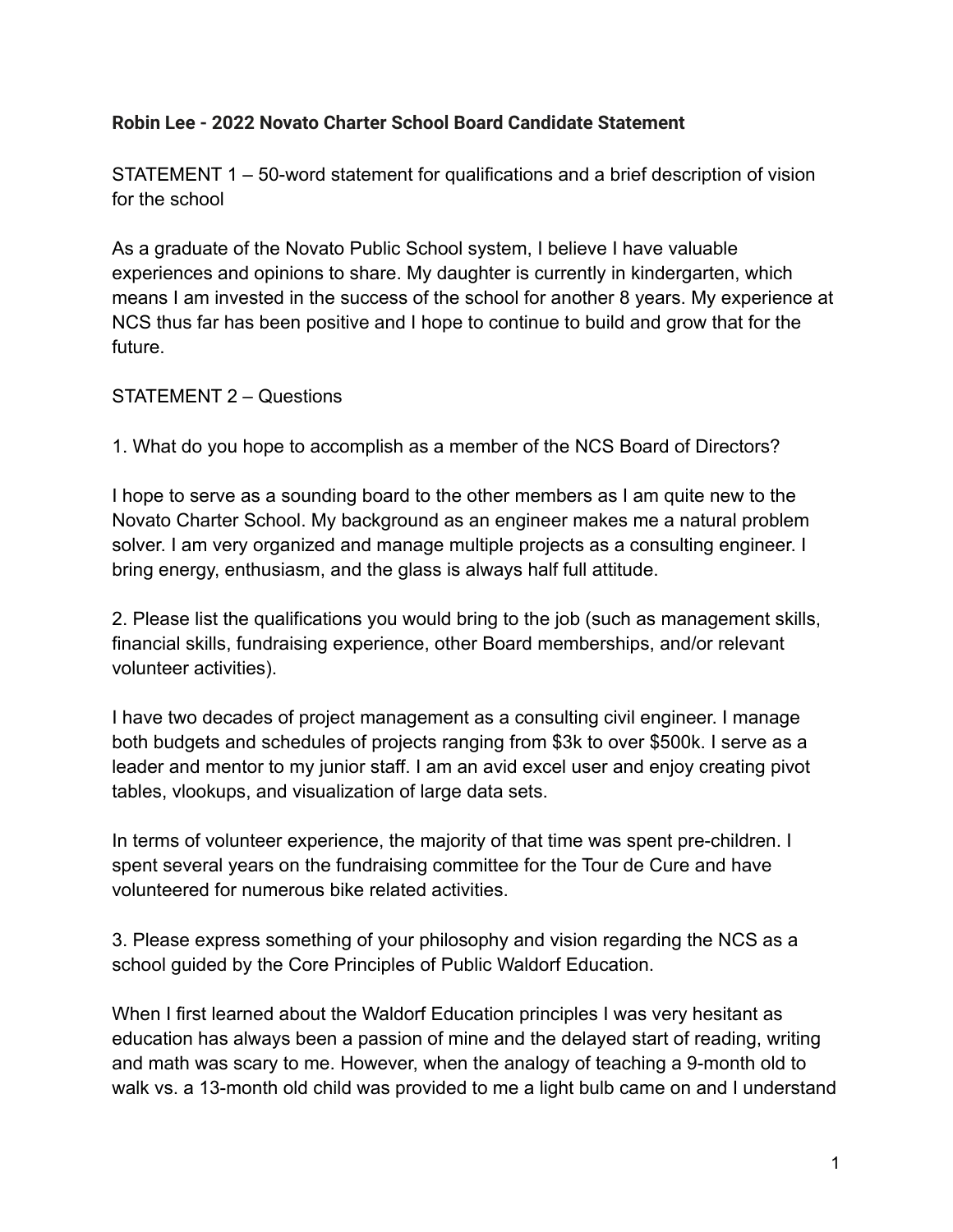**Robin Lee - 2022 Novato Charter School Board Candidate Statement**

STATEMENT 1 – 50-word statement for qualifications and a brief description of vision for the school

As a graduate of the Novato Public School system, I believe I have valuable experiences and opinions to share. My daughter is currently in kindergarten, which means I am invested in the success of the school for another 8 years. My experience at NCS thus far has been positive and I hope to continue to build and grow that for the future.

STATEMENT 2 – Questions

1. What do you hope to accomplish as a member of the NCS Board of Directors?

I hope to serve as a sounding board to the other members as I am quite new to the Novato Charter School. My background as an engineer makes me a natural problem solver. I am very organized and manage multiple projects as a consulting engineer. I bring energy, enthusiasm, and the glass is always half full attitude.

2. Please list the qualifications you would bring to the job (such as management skills, financial skills, fundraising experience, other Board memberships, and/or relevant volunteer activities).

I have two decades of project management as a consulting civil engineer. I manage both budgets and schedules of projects ranging from $3k to over $500k. I serve as a leader and mentor to my junior staff. I am an avid excel user and enjoy creating pivot tables, vlookups, and visualization of large data sets.

In terms of volunteer experience, the majority of that time was spent pre-children. I spent several years on the fundraising committee for the Tour de Cure and have volunteered for numerous bike related activities.

3. Please express something of your philosophy and vision regarding the NCS as a school guided by the Core Principles of Public Waldorf Education.

When I first learned about the Waldorf Education principles I was very hesitant as education has always been a passion of mine and the delayed start of reading, writing and math was scary to me. However, when the analogy of teaching a 9-month old to walk vs. a 13-month old child was provided to me a light bulb came on and I understand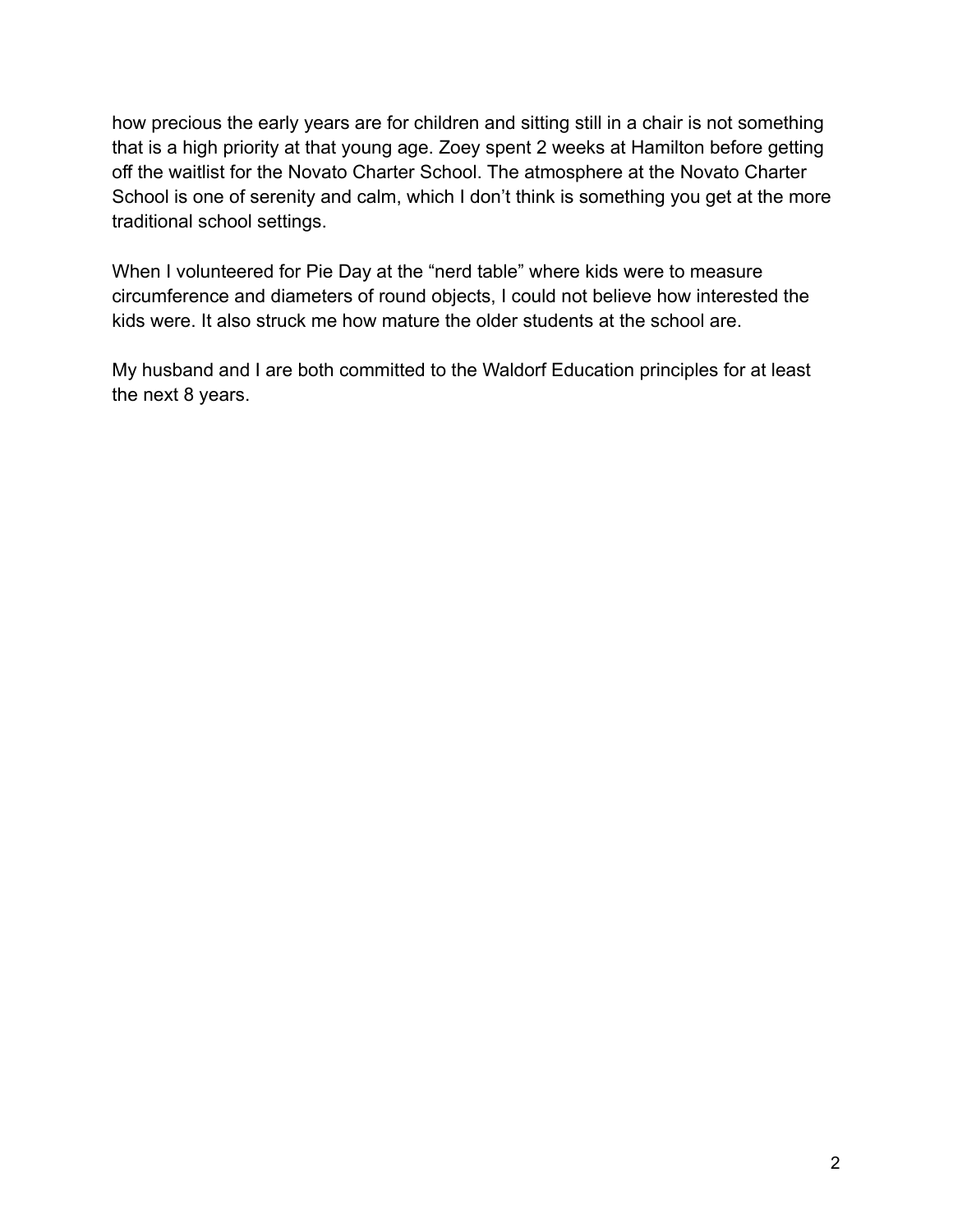how precious the early years are for children and sitting still in a chair is not something that is a high priority at that young age. Zoey spent 2 weeks at Hamilton before getting off the waitlist for the Novato Charter School. The atmosphere at the Novato Charter School is one of serenity and calm, which I don't think is something you get at the more traditional school settings.

When I volunteered for Pie Day at the "nerd table" where kids were to measure circumference and diameters of round objects, I could not believe how interested the kids were. It also struck me how mature the older students at the school are.

My husband and I are both committed to the Waldorf Education principles for at least the next 8 years.